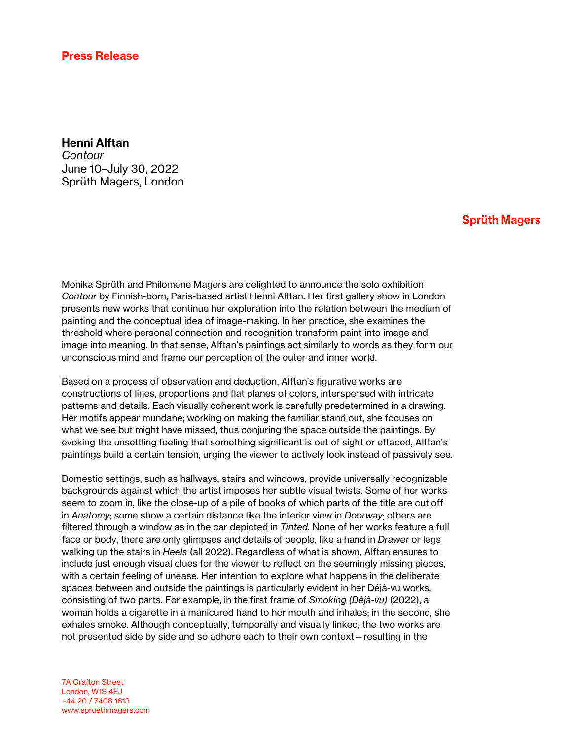**Press Release**

**Henni Alftan**
*Contour*
June 10–July 30, 2022
Sprüth Magers, London

**Sprüth Magers**

Monika Sprüth and Philomene Magers are delighted to announce the solo exhibition *Contour* by Finnish-born, Paris-based artist Henni Alftan. Her first gallery show in London presents new works that continue her exploration into the relation between the medium of painting and the conceptual idea of image-making. In her practice, she examines the threshold where personal connection and recognition transform paint into image and image into meaning. In that sense, Alftan's paintings act similarly to words as they form our unconscious mind and frame our perception of the outer and inner world.

Based on a process of observation and deduction, Alftan's figurative works are constructions of lines, proportions and flat planes of colors, interspersed with intricate patterns and details. Each visually coherent work is carefully predetermined in a drawing. Her motifs appear mundane; working on making the familiar stand out, she focuses on what we see but might have missed, thus conjuring the space outside the paintings. By evoking the unsettling feeling that something significant is out of sight or effaced, Alftan's paintings build a certain tension, urging the viewer to actively look instead of passively see.

Domestic settings, such as hallways, stairs and windows, provide universally recognizable backgrounds against which the artist imposes her subtle visual twists. Some of her works seem to zoom in, like the close-up of a pile of books of which parts of the title are cut off in *Anatomy*; some show a certain distance like the interior view in *Doorway*; others are filtered through a window as in the car depicted in *Tinted*. None of her works feature a full face or body, there are only glimpses and details of people, like a hand in *Drawer* or legs walking up the stairs in *Heels* (all 2022). Regardless of what is shown, Alftan ensures to include just enough visual clues for the viewer to reflect on the seemingly missing pieces, with a certain feeling of unease. Her intention to explore what happens in the deliberate spaces between and outside the paintings is particularly evident in her Déjà-vu works, consisting of two parts. For example, in the first frame of *Smoking (Déjà-vu)* (2022), a woman holds a cigarette in a manicured hand to her mouth and inhales; in the second, she exhales smoke. Although conceptually, temporally and visually linked, the two works are not presented side by side and so adhere each to their own context – resulting in the

7A Grafton Street
London, W1S 4EJ
+44 20 / 7408 1613
www.spruethmagers.com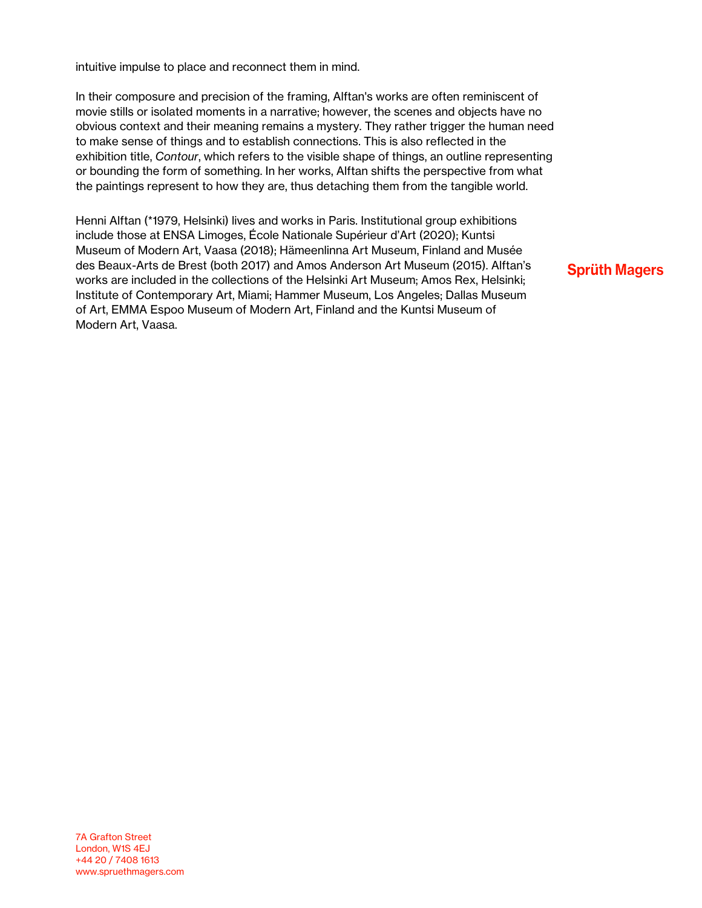intuitive impulse to place and reconnect them in mind.

In their composure and precision of the framing, Alftan's works are often reminiscent of movie stills or isolated moments in a narrative; however, the scenes and objects have no obvious context and their meaning remains a mystery. They rather trigger the human need to make sense of things and to establish connections. This is also reflected in the exhibition title, *Contour*, which refers to the visible shape of things, an outline representing or bounding the form of something. In her works, Alftan shifts the perspective from what the paintings represent to how they are, thus detaching them from the tangible world.

Henni Alftan (*1979, Helsinki) lives and works in Paris. Institutional group exhibitions include those at ENSA Limoges, École Nationale Supérieur d'Art (2020); Kuntsi Museum of Modern Art, Vaasa (2018); Hämeenlinna Art Museum, Finland and Musée des Beaux-Arts de Brest (both 2017) and Amos Anderson Art Museum (2015). Alftan's works are included in the collections of the Helsinki Art Museum; Amos Rex, Helsinki; Institute of Contemporary Art, Miami; Hammer Museum, Los Angeles; Dallas Museum of Art, EMMA Espoo Museum of Modern Art, Finland and the Kuntsi Museum of Modern Art, Vaasa.

Sprüth Magers

7A Grafton Street
London, W1S 4EJ
+44 20 / 7408 1613
www.spruethmagers.com